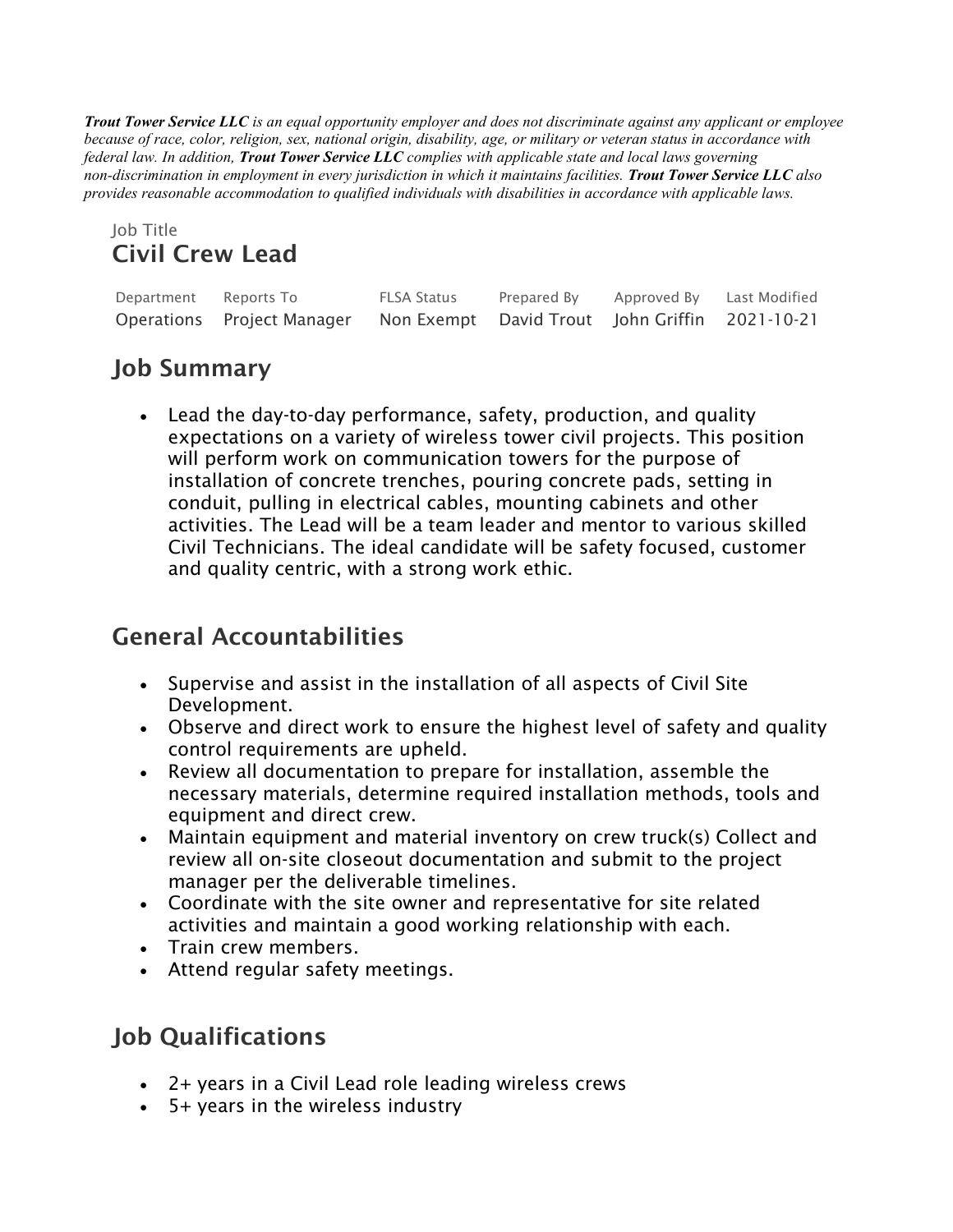***Trout Tower Service LLC** is an equal opportunity employer and does not discriminate against any applicant or employee because of race, color, religion, sex, national origin, disability, age, or military or veteran status in accordance with federal law. In addition, **Trout Tower Service LLC** complies with applicable state and local laws governing non-discrimination in employment in every jurisdiction in which it maintains facilities. **Trout Tower Service LLC** also provides reasonable accommodation to qualified individuals with disabilities in accordance with applicable laws.*

Job Title

# Civil Crew Lead

| Department | Reports To | FLSA Status | Prepared By | Approved By | Last Modified |
|---|---|---|---|---|---|
| Operations | Project Manager | Non Exempt | David Trout | John Griffin | 2021-10-21 |

## Job Summary

- Lead the day-to-day performance, safety, production, and quality expectations on a variety of wireless tower civil projects. This position will perform work on communication towers for the purpose of installation of concrete trenches, pouring concrete pads, setting in conduit, pulling in electrical cables, mounting cabinets and other activities. The Lead will be a team leader and mentor to various skilled Civil Technicians. The ideal candidate will be safety focused, customer and quality centric, with a strong work ethic.

## General Accountabilities

- Supervise and assist in the installation of all aspects of Civil Site Development.
- Observe and direct work to ensure the highest level of safety and quality control requirements are upheld.
- Review all documentation to prepare for installation, assemble the necessary materials, determine required installation methods, tools and equipment and direct crew.
- Maintain equipment and material inventory on crew truck(s) Collect and review all on-site closeout documentation and submit to the project manager per the deliverable timelines.
- Coordinate with the site owner and representative for site related activities and maintain a good working relationship with each.
- Train crew members.
- Attend regular safety meetings.

## Job Qualifications

- 2+ years in a Civil Lead role leading wireless crews
- 5+ years in the wireless industry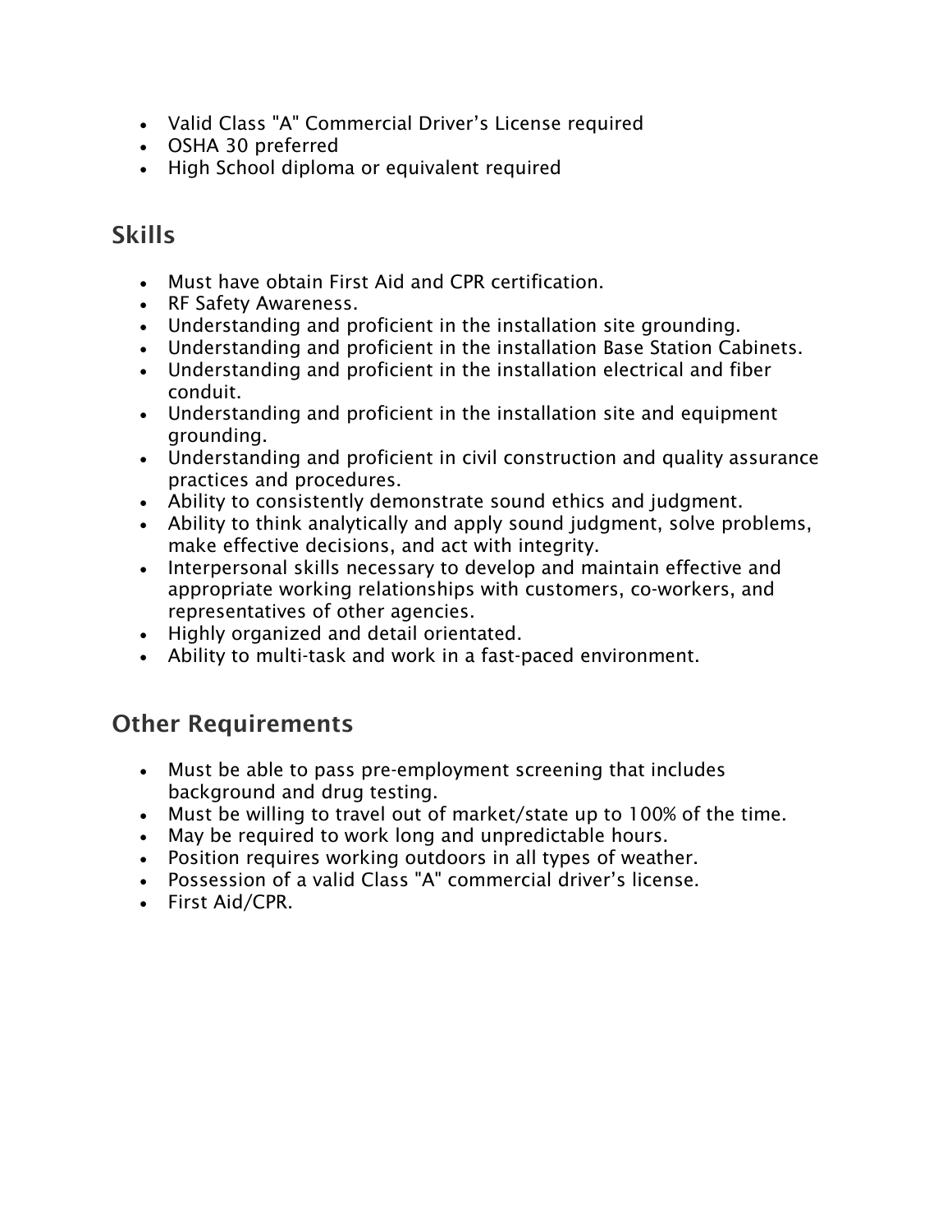- Valid Class "A" Commercial Driver's License required
- OSHA 30 preferred
- High School diploma or equivalent required

## Skills

- Must have obtain First Aid and CPR certification.
- RF Safety Awareness.
- Understanding and proficient in the installation site grounding.
- Understanding and proficient in the installation Base Station Cabinets.
- Understanding and proficient in the installation electrical and fiber conduit.
- Understanding and proficient in the installation site and equipment grounding.
- Understanding and proficient in civil construction and quality assurance practices and procedures.
- Ability to consistently demonstrate sound ethics and judgment.
- Ability to think analytically and apply sound judgment, solve problems, make effective decisions, and act with integrity.
- Interpersonal skills necessary to develop and maintain effective and appropriate working relationships with customers, co-workers, and representatives of other agencies.
- Highly organized and detail orientated.
- Ability to multi-task and work in a fast-paced environment.

## Other Requirements

- Must be able to pass pre-employment screening that includes background and drug testing.
- Must be willing to travel out of market/state up to 100% of the time.
- May be required to work long and unpredictable hours.
- Position requires working outdoors in all types of weather.
- Possession of a valid Class "A" commercial driver's license.
- First Aid/CPR.